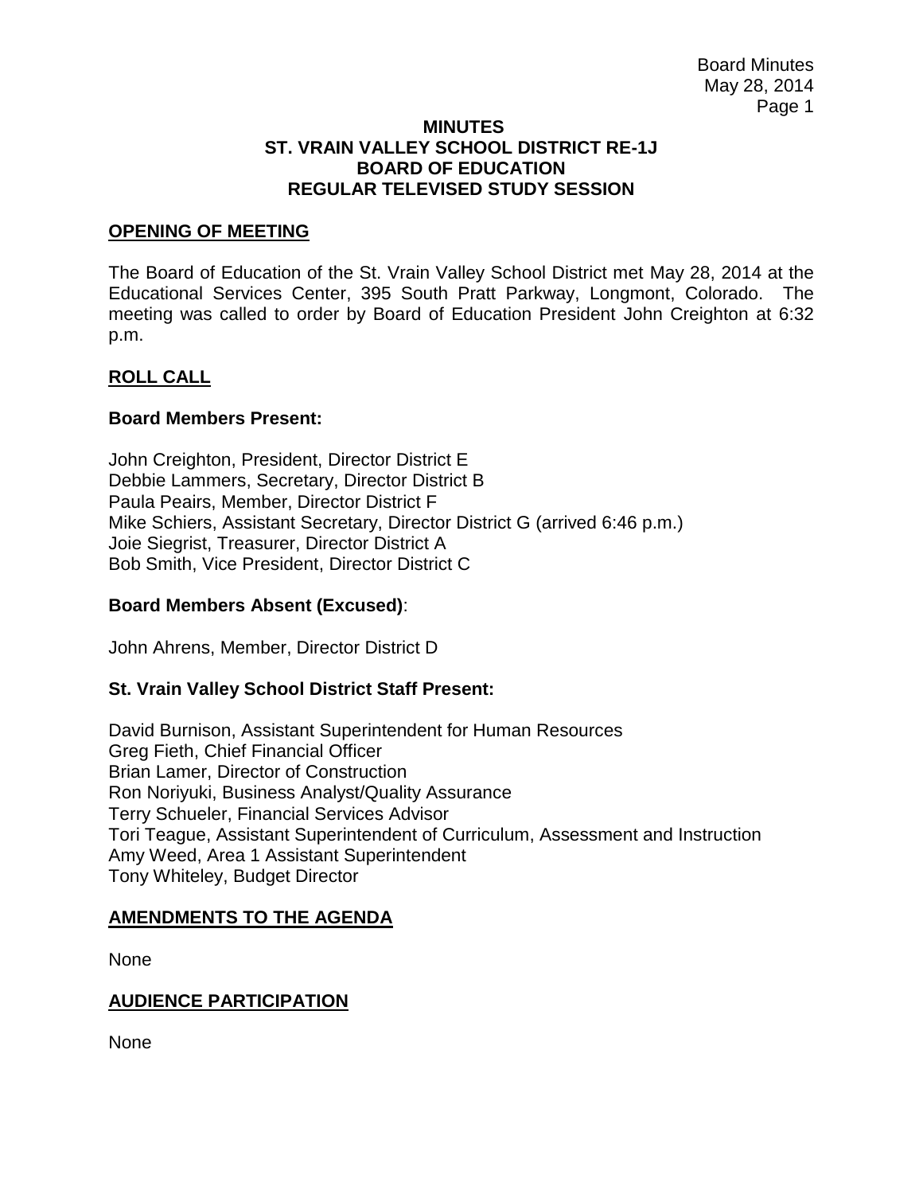# MINUTES
# ST. VRAIN VALLEY SCHOOL DISTRICT RE-1J
# BOARD OF EDUCATION
# REGULAR TELEVISED STUDY SESSION

## OPENING OF MEETING

The Board of Education of the St. Vrain Valley School District met May 28, 2014 at the Educational Services Center, 395 South Pratt Parkway, Longmont, Colorado. The meeting was called to order by Board of Education President John Creighton at 6:32 p.m.

## ROLL CALL

**Board Members Present:**

John Creighton, President, Director District E
Debbie Lammers, Secretary, Director District B
Paula Peairs, Member, Director District F
Mike Schiers, Assistant Secretary, Director District G (arrived 6:46 p.m.)
Joie Siegrist, Treasurer, Director District A
Bob Smith, Vice President, Director District C

**Board Members Absent (Excused)**:

John Ahrens, Member, Director District D

**St. Vrain Valley School District Staff Present:**

David Burnison, Assistant Superintendent for Human Resources
Greg Fieth, Chief Financial Officer
Brian Lamer, Director of Construction
Ron Noriyuki, Business Analyst/Quality Assurance
Terry Schueler, Financial Services Advisor
Tori Teague, Assistant Superintendent of Curriculum, Assessment and Instruction
Amy Weed, Area 1 Assistant Superintendent
Tony Whiteley, Budget Director

## AMENDMENTS TO THE AGENDA

None

## AUDIENCE PARTICIPATION

None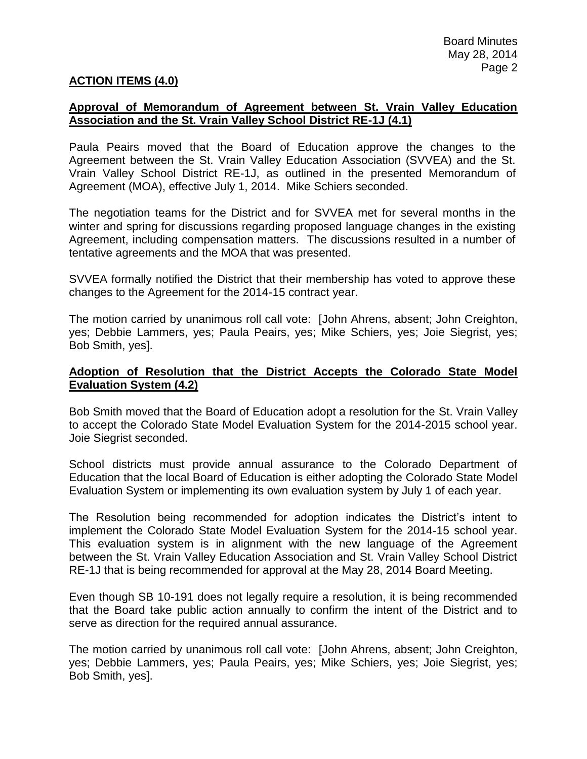## ACTION ITEMS (4.0)

### Approval of Memorandum of Agreement between St. Vrain Valley Education Association and the St. Vrain Valley School District RE-1J (4.1)

Paula Peairs moved that the Board of Education approve the changes to the Agreement between the St. Vrain Valley Education Association (SVVEA) and the St. Vrain Valley School District RE-1J, as outlined in the presented Memorandum of Agreement (MOA), effective July 1, 2014. Mike Schiers seconded.

The negotiation teams for the District and for SVVEA met for several months in the winter and spring for discussions regarding proposed language changes in the existing Agreement, including compensation matters. The discussions resulted in a number of tentative agreements and the MOA that was presented.

SVVEA formally notified the District that their membership has voted to approve these changes to the Agreement for the 2014-15 contract year.

The motion carried by unanimous roll call vote: [John Ahrens, absent; John Creighton, yes; Debbie Lammers, yes; Paula Peairs, yes; Mike Schiers, yes; Joie Siegrist, yes; Bob Smith, yes].

### Adoption of Resolution that the District Accepts the Colorado State Model Evaluation System (4.2)

Bob Smith moved that the Board of Education adopt a resolution for the St. Vrain Valley to accept the Colorado State Model Evaluation System for the 2014-2015 school year. Joie Siegrist seconded.

School districts must provide annual assurance to the Colorado Department of Education that the local Board of Education is either adopting the Colorado State Model Evaluation System or implementing its own evaluation system by July 1 of each year.

The Resolution being recommended for adoption indicates the District's intent to implement the Colorado State Model Evaluation System for the 2014-15 school year. This evaluation system is in alignment with the new language of the Agreement between the St. Vrain Valley Education Association and St. Vrain Valley School District RE-1J that is being recommended for approval at the May 28, 2014 Board Meeting.

Even though SB 10-191 does not legally require a resolution, it is being recommended that the Board take public action annually to confirm the intent of the District and to serve as direction for the required annual assurance.

The motion carried by unanimous roll call vote: [John Ahrens, absent; John Creighton, yes; Debbie Lammers, yes; Paula Peairs, yes; Mike Schiers, yes; Joie Siegrist, yes; Bob Smith, yes].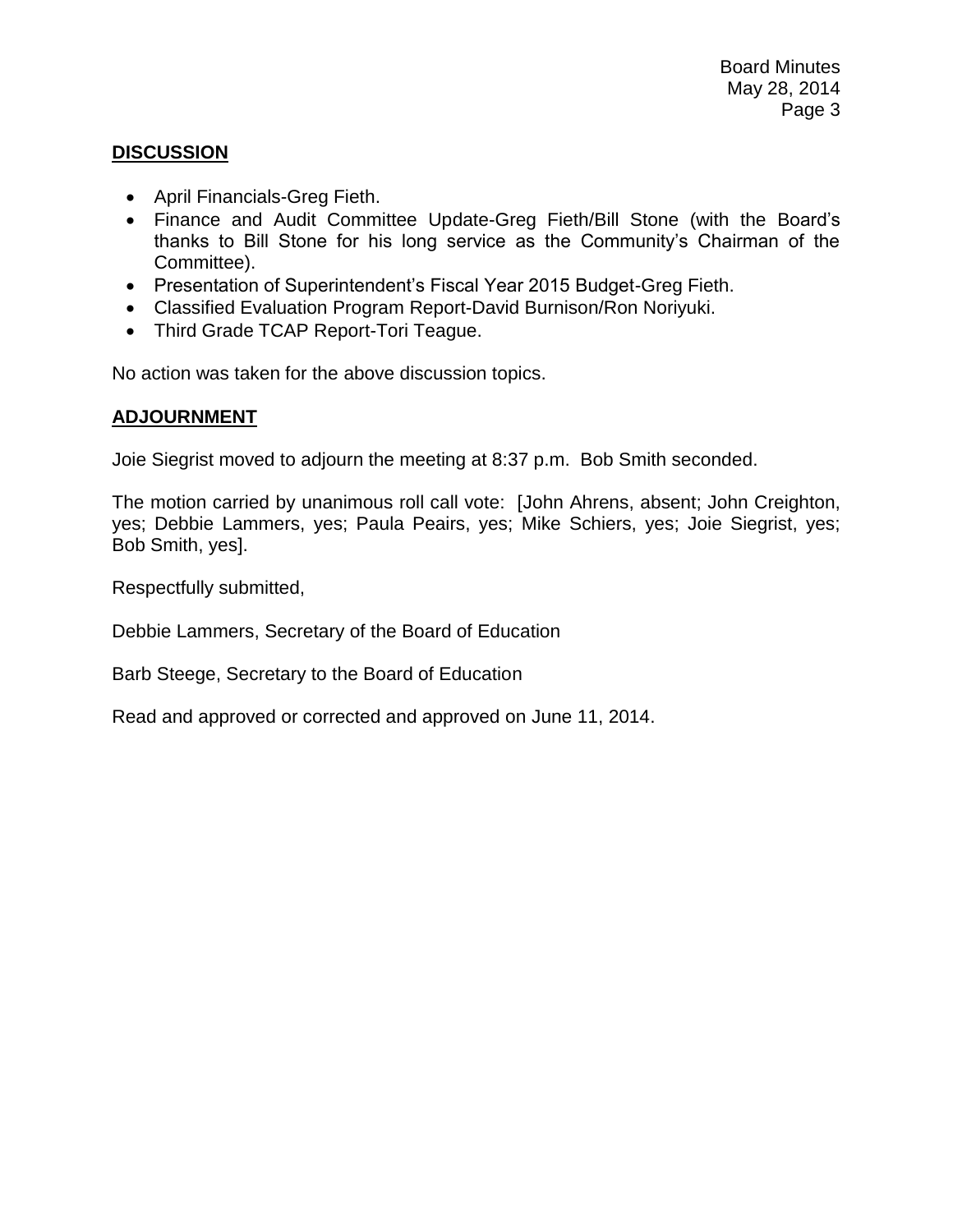## DISCUSSION

- April Financials-Greg Fieth.
- Finance and Audit Committee Update-Greg Fieth/Bill Stone (with the Board's thanks to Bill Stone for his long service as the Community's Chairman of the Committee).
- Presentation of Superintendent's Fiscal Year 2015 Budget-Greg Fieth.
- Classified Evaluation Program Report-David Burnison/Ron Noriyuki.
- Third Grade TCAP Report-Tori Teague.

No action was taken for the above discussion topics.

## ADJOURNMENT

Joie Siegrist moved to adjourn the meeting at 8:37 p.m. Bob Smith seconded.

The motion carried by unanimous roll call vote: [John Ahrens, absent; John Creighton, yes; Debbie Lammers, yes; Paula Peairs, yes; Mike Schiers, yes; Joie Siegrist, yes; Bob Smith, yes].

Respectfully submitted,

Debbie Lammers, Secretary of the Board of Education

Barb Steege, Secretary to the Board of Education

Read and approved or corrected and approved on June 11, 2014.